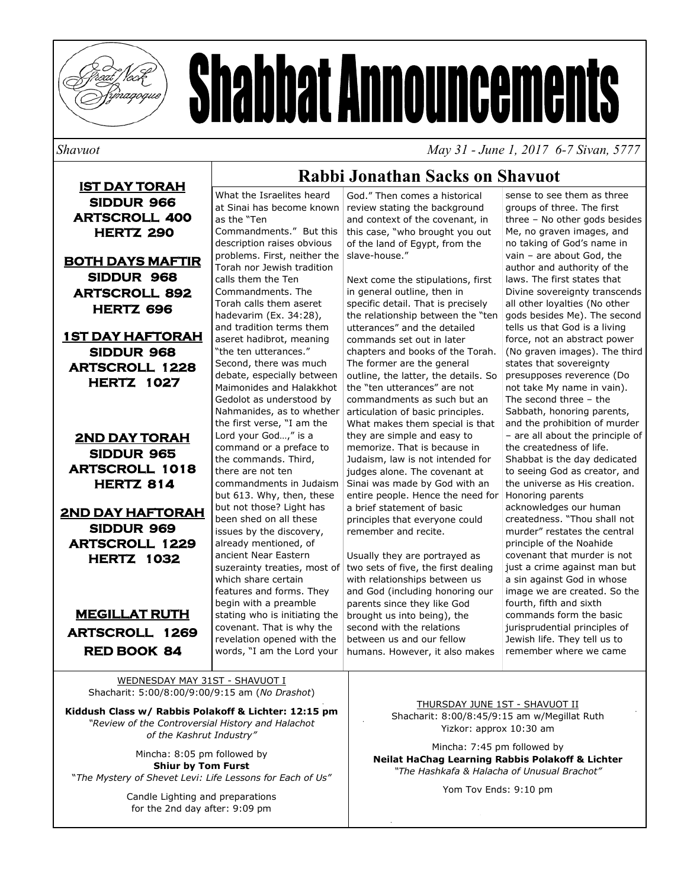# Shabbat Announcements

*Shavuot* — *May 31 - June 1, 2017 6-7 Sivan, 5777*

**IST DAY TORAH**
**SIDDUR 966**
**ARTSCROLL 400**
**HERTZ 290**

**BOTH DAYS MAFTIR**
**SIDDUR 968**
**ARTSCROLL 892**
**HERTZ 696**

**1ST DAY HAFTORAH**
**SIDDUR 968**
**ARTSCROLL 1228**
**HERTZ 1027**

**2ND DAY TORAH**
**SIDDUR 965**
**ARTSCROLL 1018**
**HERTZ 814**

**2ND DAY HAFTORAH**
**SIDDUR 969**
**ARTSCROLL 1229**
**HERTZ 1032**

**MEGILLAT RUTH**
**ARTSCROLL 1269**
**RED BOOK 84**

## Rabbi Jonathan Sacks on Shavuot

What the Israelites heard at Sinai has become known as the "Ten Commandments." But this description raises obvious problems. First, neither the Torah nor Jewish tradition calls them the Ten Commandments. The Torah calls them aseret hadevarim (Ex. 34:28), and tradition terms them aseret hadibrot, meaning "the ten utterances." Second, there was much debate, especially between Maimonides and Halakkhot Gedolot as understood by Nahmanides, as to whether the first verse, "I am the Lord your God…," is a command or a preface to the commands. Third, there are not ten commandments in Judaism but 613. Why, then, these but not those? Light has been shed on all these issues by the discovery, already mentioned, of ancient Near Eastern suzerainty treaties, most of which share certain features and forms. They begin with a preamble stating who is initiating the covenant. That is why the revelation opened with the words, "I am the Lord your God." Then comes a historical review stating the background and context of the covenant, in this case, "who brought you out of the land of Egypt, from the slave-house."

Next come the stipulations, first in general outline, then in specific detail. That is precisely the relationship between the "ten utterances" and the detailed commands set out in later chapters and books of the Torah. The former are the general outline, the latter, the details. So the "ten utterances" are not commandments as such but an articulation of basic principles. What makes them special is that they are simple and easy to memorize. That is because in Judaism, law is not intended for judges alone. The covenant at Sinai was made by God with an entire people. Hence the need for a brief statement of basic principles that everyone could remember and recite.

Usually they are portrayed as two sets of five, the first dealing with relationships between us and God (including honoring our parents since they like God brought us into being), the second with the relations between us and our fellow humans. However, it also makes sense to see them as three groups of three. The first three – No other gods besides Me, no graven images, and no taking of God's name in vain – are about God, the author and authority of the laws. The first states that Divine sovereignty transcends all other loyalties (No other gods besides Me). The second tells us that God is a living force, not an abstract power (No graven images). The third states that sovereignty presupposes reverence (Do not take My name in vain). The second three – the Sabbath, honoring parents, and the prohibition of murder – are all about the principle of the createdness of life. Shabbat is the day dedicated to seeing God as creator, and the universe as His creation. Honoring parents acknowledges our human createdness. "Thou shall not murder" restates the central principle of the Noahide covenant that murder is not just a crime against man but a sin against God in whose image we are created. So the fourth, fifth and sixth commands form the basic jurisprudential principles of Jewish life. They tell us to remember where we came

---

WEDNESDAY MAY 31ST - SHAVUOT I
Shacharit: 5:00/8:00/9:00/9:15 am (*No Drashot*)

**Kiddush Class w/ Rabbis Polakoff & Lichter: 12:15 pm**
*"Review of the Controversial History and Halachot of the Kashrut Industry"*

Mincha: 8:05 pm followed by
**Shiur by Tom Furst**
*"The Mystery of Shevet Levi: Life Lessons for Each of Us"*

Candle Lighting and preparations for the 2nd day after: 9:09 pm

THURSDAY JUNE 1ST - SHAVUOT II
Shacharit: 8:00/8:45/9:15 am w/Megillat Ruth
Yizkor: approx 10:30 am

Mincha: 7:45 pm followed by
**Neilat HaChag Learning Rabbis Polakoff & Lichter**
*"The Hashkafa & Halacha of Unusual Brachot"*

Yom Tov Ends: 9:10 pm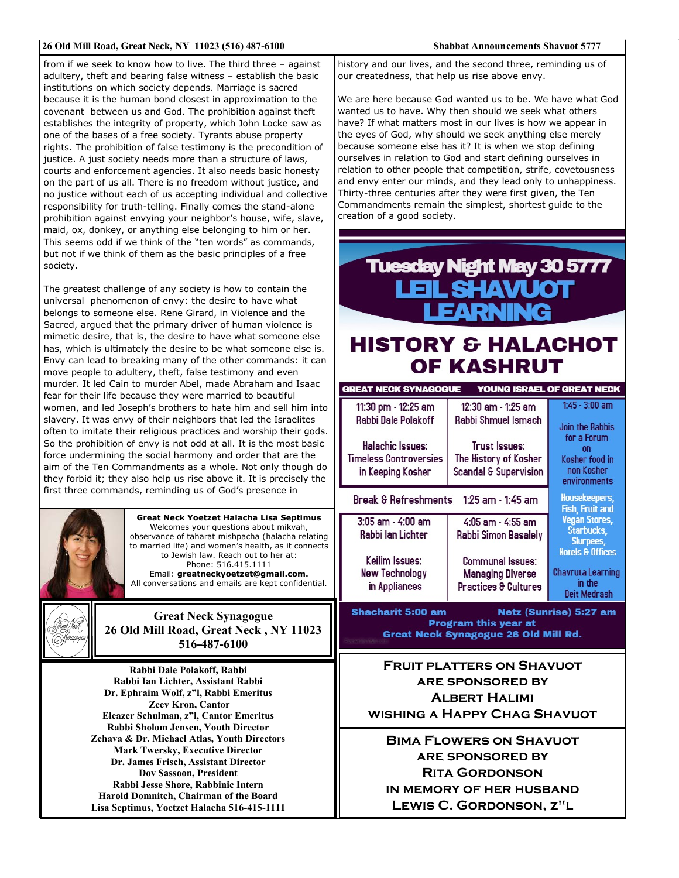from if we seek to know how to live. The third three – against adultery, theft and bearing false witness – establish the basic institutions on which society depends. Marriage is sacred because it is the human bond closest in approximation to the covenant between us and God. The prohibition against theft establishes the integrity of property, which John Locke saw as one of the bases of a free society. Tyrants abuse property rights. The prohibition of false testimony is the precondition of justice. A just society needs more than a structure of laws, courts and enforcement agencies. It also needs basic honesty on the part of us all. There is no freedom without justice, and no justice without each of us accepting individual and collective responsibility for truth-telling. Finally comes the stand-alone prohibition against envying your neighbor's house, wife, slave, maid, ox, donkey, or anything else belonging to him or her. This seems odd if we think of the "ten words" as commands, but not if we think of them as the basic principles of a free society.

The greatest challenge of any society is how to contain the universal phenomenon of envy: the desire to have what belongs to someone else. Rene Girard, in Violence and the Sacred, argued that the primary driver of human violence is mimetic desire, that is, the desire to have what someone else has, which is ultimately the desire to be what someone else is. Envy can lead to breaking many of the other commands: it can move people to adultery, theft, false testimony and even murder. It led Cain to murder Abel, made Abraham and Isaac fear for their life because they were married to beautiful women, and led Joseph's brothers to hate him and sell him into slavery. It was envy of their neighbors that led the Israelites often to imitate their religious practices and worship their gods. So the prohibition of envy is not odd at all. It is the most basic force undermining the social harmony and order that are the aim of the Ten Commandments as a whole. Not only though do they forbid it; they also help us rise above it. It is precisely the first three commands, reminding us of God's presence in history and our lives, and the second three, reminding us of our createdness, that help us rise above envy.

We are here because God wanted us to be. We have what God wanted us to have. Why then should we seek what others have? If what matters most in our lives is how we appear in the eyes of God, why should we seek anything else merely because someone else has it? It is when we stop defining ourselves in relation to God and start defining ourselves in relation to other people that competition, strife, covetousness and envy enter our minds, and they lead only to unhappiness. Thirty-three centuries after they were first given, the Ten Commandments remain the simplest, shortest guide to the creation of a good society.

**Great Neck Yoetzet Halacha Lisa Septimus**
Welcomes your questions about mikvah, observance of taharat mishpacha (halacha relating to married life) and women's health, as it connects to Jewish law. Reach out to her at:
Phone: 516.415.1111
Email: **greatneckyoetzet@gmail.com.**
All conversations and emails are kept confidential.

**Great Neck Synagogue**
**26 Old Mill Road, Great Neck , NY 11023**
**516-487-6100**

**Rabbi Dale Polakoff, Rabbi**
**Rabbi Ian Lichter, Assistant Rabbi**
**Dr. Ephraim Wolf, z"l, Rabbi Emeritus**
**Zeev Kron, Cantor**
**Eleazer Schulman, z"l, Cantor Emeritus**
**Rabbi Sholom Jensen, Youth Director**
**Zehava & Dr. Michael Atlas, Youth Directors**
**Mark Twersky, Executive Director**
**Dr. James Frisch, Assistant Director**
**Dov Sassoon, President**
**Rabbi Jesse Shore, Rabbinic Intern**
**Harold Domnitch, Chairman of the Board**
**Lisa Septimus, Yoetzet Halacha 516-415-1111**

# Tuesday Night May 30 5777
# LEIL SHAVUOT LEARNING
## HISTORY & HALACHOT OF KASHRUT

GREAT NECK SYNAGOGUE — YOUNG ISRAEL OF GREAT NECK

| | | |
|---|---|---|
| 11:30 pm - 12:25 am<br>Rabbi Dale Polakoff<br><br>Halachic Issues:<br>Timeless Controversies in Keeping Kosher | 12:30 am - 1:25 am<br>Rabbi Shmuel Ismach<br><br>Trust Issues:<br>The History of Kosher Scandal & Supervision | 1:45 - 3:00 am<br><br>Join the Rabbis for a Forum on Kosher food in non-Kosher environments<br><br>Housekeepers, Fish, Fruit and Vegan Stores, Starbucks, Slurpees, Hotels & Offices<br><br>Chavruta Learning in the Beit Medrash |
| Break & Refreshments | 1:25 am - 1:45 am | |
| 3:05 am - 4:00 am<br>Rabbi Ian Lichter<br><br>Keilim Issues:<br>New Technology in Appliances | 4:05 am - 4:55 am<br>Rabbi Simon Basalely<br><br>Communal Issues:<br>Managing Diverse Practices & Cultures | |

**Shacharit 5:00 am** — **Netz (Sunrise) 5:27 am**
**Program this year at**
**Great Neck Synagogue 26 Old Mill Rd.**

**Fruit Platters on Shavuot**
**are sponsored by**
**Albert Halimi**
**wishing a Happy Chag Shavuot**

**Bima Flowers on Shavuot**
**are sponsored by**
**Rita Gordonson**
**in memory of her husband**
**Lewis C. Gordonson, z"l**